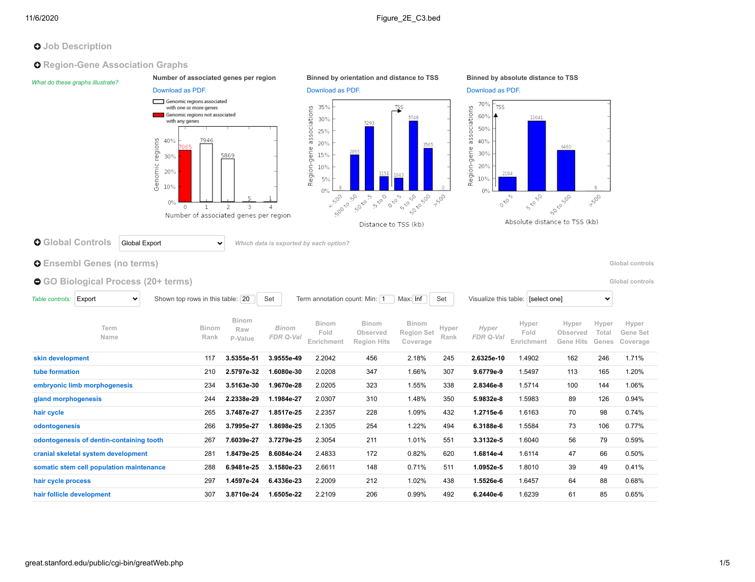Figure_2E_C3.bed

## Job Description

## Region-Gene Association Graphs

*What do these graphs illustrate?*

**Number of associated genes per region**

Download as PDF.

Genomic regions associated with one or more genes
Genomic regions not associated with any genes

| Number of associated genes per region | 0 | 1 | 2 | 3 | 4 |
|---|---|---|---|---|---|
| Genomic regions | 7065 | 7946 | 5869 | 5 | 1 |

**Binned by orientation and distance to TSS**

Download as PDF.

| Distance to TSS (kb) | < -500 | -500 to -50 | -50 to -5 | -5 to 0 | 0 to 5 | 5 to 50 | 50 to 500 | >500 |
|---|---|---|---|---|---|---|---|---|
| Region-gene associations | 8 | 2955 | 5293 | 1151 | 1043 | 5748 | 3505 | 0 |

**Binned by absolute distance to TSS**

Download as PDF.

| Absolute distance to TSS (kb) | 0 to 5 | 5 to 50 | 50 to 500 | >500 |
|---|---|---|---|---|
| Region-gene associations | 2194 | 11041 | 6460 | 8 |

## Global Controls

Global Export

*Which data is exported by each option?*

## Ensembl Genes (no terms)

Global controls

## GO Biological Process (20+ terms)

Global controls

*Table controls:* Export | Shown top rows in this table: 20 Set | Term annotation count: Min: 1 Max: Inf Set | Visualize this table: [select one]

| Term Name | Binom Rank | Binom Raw P-Value | *Binom FDR Q-Val* | Binom Fold Enrichment | Binom Observed Region Hits | Binom Region Set Coverage | Hyper Rank | *Hyper FDR Q-Val* | Hyper Fold Enrichment | Hyper Observed Gene Hits | Hyper Total Genes | Hyper Gene Set Coverage |
|---|---|---|---|---|---|---|---|---|---|---|---|---|
| skin development | 117 | **3.5355e-51** | **3.9555e-49** | 2.2042 | 456 | 2.18% | 245 | **2.6325e-10** | 1.4902 | 162 | 246 | 1.71% |
| tube formation | 210 | **2.5797e-32** | **1.6080e-30** | 2.0208 | 347 | 1.66% | 307 | **9.6779e-9** | 1.5497 | 113 | 165 | 1.20% |
| embryonic limb morphogenesis | 234 | **3.5163e-30** | **1.9670e-28** | 2.0205 | 323 | 1.55% | 338 | **2.8346e-8** | 1.5714 | 100 | 144 | 1.06% |
| gland morphogenesis | 244 | **2.2338e-29** | **1.1984e-27** | 2.0307 | 310 | 1.48% | 350 | **5.9832e-8** | 1.5983 | 89 | 126 | 0.94% |
| hair cycle | 265 | **3.7487e-27** | **1.8517e-25** | 2.2357 | 228 | 1.09% | 432 | **1.2715e-6** | 1.6163 | 70 | 98 | 0.74% |
| odontogenesis | 266 | **3.7995e-27** | **1.8698e-25** | 2.1305 | 254 | 1.22% | 494 | **6.3188e-6** | 1.5584 | 73 | 106 | 0.77% |
| odontogenesis of dentin-containing tooth | 267 | **7.6039e-27** | **3.7279e-25** | 2.3054 | 211 | 1.01% | 551 | **3.3132e-5** | 1.6040 | 56 | 79 | 0.59% |
| cranial skeletal system development | 281 | **1.8479e-25** | **8.6084e-24** | 2.4833 | 172 | 0.82% | 620 | **1.6814e-4** | 1.6114 | 47 | 66 | 0.50% |
| somatic stem cell population maintenance | 288 | **6.9481e-25** | **3.1580e-23** | 2.6611 | 148 | 0.71% | 511 | **1.0952e-5** | 1.8010 | 39 | 49 | 0.41% |
| hair cycle process | 297 | **1.4597e-24** | **6.4336e-23** | 2.2009 | 212 | 1.02% | 438 | **1.5526e-6** | 1.6457 | 64 | 88 | 0.68% |
| hair follicle development | 307 | **3.8710e-24** | **1.6505e-22** | 2.2109 | 206 | 0.99% | 492 | **6.2440e-6** | 1.6239 | 61 | 85 | 0.65% |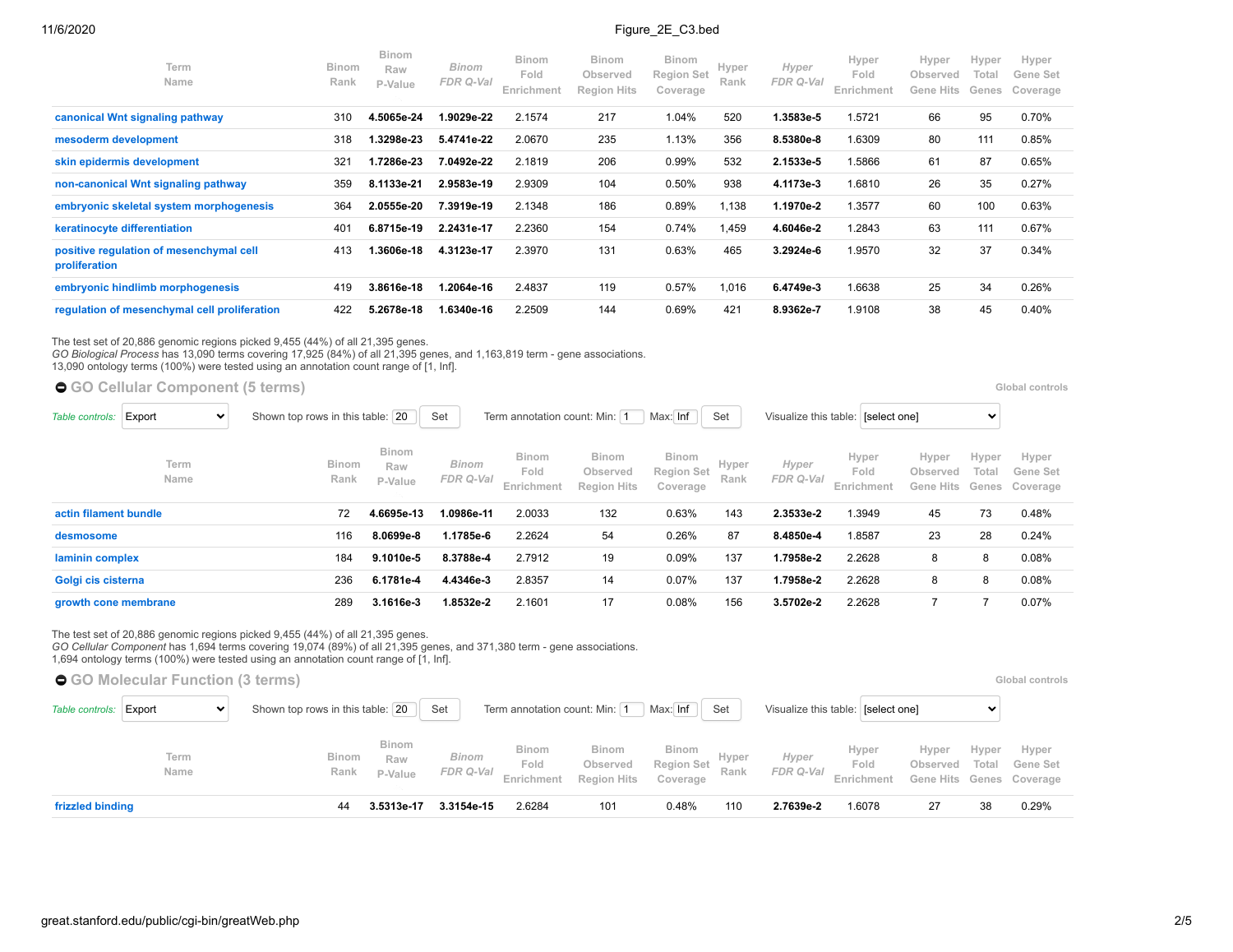| Term Name | Binom Rank | Binom Raw P-Value | *Binom FDR Q-Val* | Binom Fold Enrichment | Binom Observed Region Hits | Binom Region Set Coverage | Hyper Rank | *Hyper FDR Q-Val* | Hyper Fold Enrichment | Hyper Observed Gene Hits | Hyper Total Genes | Hyper Gene Set Coverage |
|---|---|---|---|---|---|---|---|---|---|---|---|---|
| canonical Wnt signaling pathway | 310 | **4.5065e-24** | **1.9029e-22** | 2.1574 | 217 | 1.04% | 520 | **1.3583e-5** | 1.5721 | 66 | 95 | 0.70% |
| mesoderm development | 318 | **1.3298e-23** | **5.4741e-22** | 2.0670 | 235 | 1.13% | 356 | **8.5380e-8** | 1.6309 | 80 | 111 | 0.85% |
| skin epidermis development | 321 | **1.7286e-23** | **7.0492e-22** | 2.1819 | 206 | 0.99% | 532 | **2.1533e-5** | 1.5866 | 61 | 87 | 0.65% |
| non-canonical Wnt signaling pathway | 359 | **8.1133e-21** | **2.9583e-19** | 2.9309 | 104 | 0.50% | 938 | **4.1173e-3** | 1.6810 | 26 | 35 | 0.27% |
| embryonic skeletal system morphogenesis | 364 | **2.0555e-20** | **7.3919e-19** | 2.1348 | 186 | 0.89% | 1,138 | **1.1970e-2** | 1.3577 | 60 | 100 | 0.63% |
| keratinocyte differentiation | 401 | **6.8715e-19** | **2.2431e-17** | 2.2360 | 154 | 0.74% | 1,459 | **4.6046e-2** | 1.2843 | 63 | 111 | 0.67% |
| positive regulation of mesenchymal cell proliferation | 413 | **1.3606e-18** | **4.3123e-17** | 2.3970 | 131 | 0.63% | 465 | **3.2924e-6** | 1.9570 | 32 | 37 | 0.34% |
| embryonic hindlimb morphogenesis | 419 | **3.8616e-18** | **1.2064e-16** | 2.4837 | 119 | 0.57% | 1,016 | **6.4749e-3** | 1.6638 | 25 | 34 | 0.26% |
| regulation of mesenchymal cell proliferation | 422 | **5.2678e-18** | **1.6340e-16** | 2.2509 | 144 | 0.69% | 421 | **8.9362e-7** | 1.9108 | 38 | 45 | 0.40% |

The test set of 20,886 genomic regions picked 9,455 (44%) of all 21,395 genes.
*GO Biological Process* has 13,090 terms covering 17,925 (84%) of all 21,395 genes, and 1,163,819 term - gene associations.
13,090 ontology terms (100%) were tested using an annotation count range of [1, Inf].

## GO Cellular Component (5 terms)

Global controls

*Table controls:* Export    Shown top rows in this table: 20 Set    Term annotation count: Min: 1 Max: Inf Set    Visualize this table: [select one]

| Term Name | Binom Rank | Binom Raw P-Value | *Binom FDR Q-Val* | Binom Fold Enrichment | Binom Observed Region Hits | Binom Region Set Coverage | Hyper Rank | *Hyper FDR Q-Val* | Hyper Fold Enrichment | Hyper Observed Gene Hits | Hyper Total Genes | Hyper Gene Set Coverage |
|---|---|---|---|---|---|---|---|---|---|---|---|---|
| actin filament bundle | 72 | **4.6695e-13** | **1.0986e-11** | 2.0033 | 132 | 0.63% | 143 | **2.3533e-2** | 1.3949 | 45 | 73 | 0.48% |
| desmosome | 116 | **8.0699e-8** | **1.1785e-6** | 2.2624 | 54 | 0.26% | 87 | **8.4850e-4** | 1.8587 | 23 | 28 | 0.24% |
| laminin complex | 184 | **9.1010e-5** | **8.3788e-4** | 2.7912 | 19 | 0.09% | 137 | **1.7958e-2** | 2.2628 | 8 | 8 | 0.08% |
| Golgi cis cisterna | 236 | **6.1781e-4** | **4.4346e-3** | 2.8357 | 14 | 0.07% | 137 | **1.7958e-2** | 2.2628 | 8 | 8 | 0.08% |
| growth cone membrane | 289 | **3.1616e-3** | **1.8532e-2** | 2.1601 | 17 | 0.08% | 156 | **3.5702e-2** | 2.2628 | 7 | 7 | 0.07% |

The test set of 20,886 genomic regions picked 9,455 (44%) of all 21,395 genes.
*GO Cellular Component* has 1,694 terms covering 19,074 (89%) of all 21,395 genes, and 371,380 term - gene associations.
1,694 ontology terms (100%) were tested using an annotation count range of [1, Inf].

## GO Molecular Function (3 terms)

Global controls

*Table controls:* Export    Shown top rows in this table: 20 Set    Term annotation count: Min: 1 Max: Inf Set    Visualize this table: [select one]

| Term Name | Binom Rank | Binom Raw P-Value | *Binom FDR Q-Val* | Binom Fold Enrichment | Binom Observed Region Hits | Binom Region Set Coverage | Hyper Rank | *Hyper FDR Q-Val* | Hyper Fold Enrichment | Hyper Observed Gene Hits | Hyper Total Genes | Hyper Gene Set Coverage |
|---|---|---|---|---|---|---|---|---|---|---|---|---|
| frizzled binding | 44 | **3.5313e-17** | **3.3154e-15** | 2.6284 | 101 | 0.48% | 110 | **2.7639e-2** | 1.6078 | 27 | 38 | 0.29% |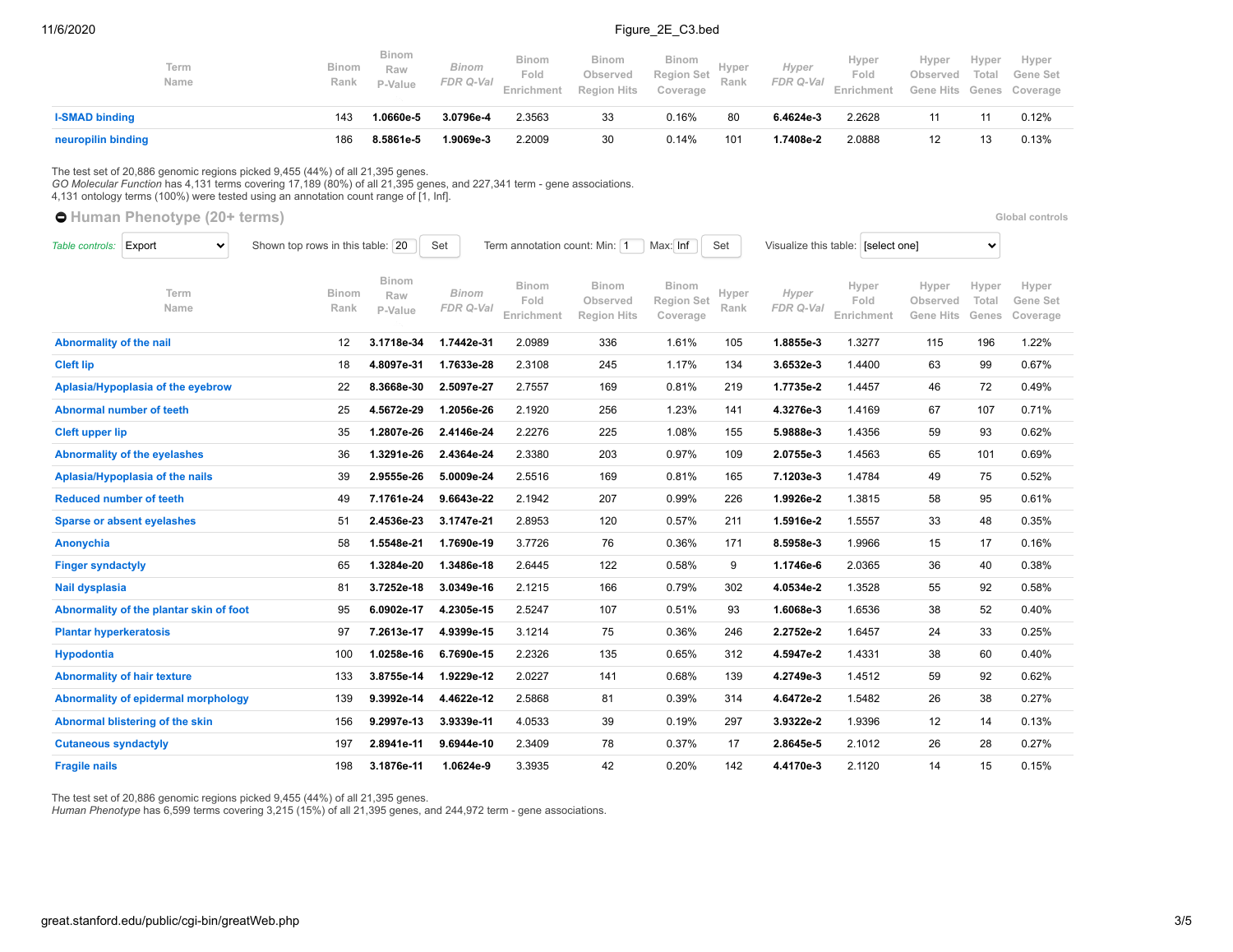| Term Name | Binom Rank | Binom Raw P-Value | *Binom FDR Q-Val* | Binom Fold Enrichment | Binom Observed Region Hits | Binom Region Set Coverage | Hyper Rank | *Hyper FDR Q-Val* | Hyper Fold Enrichment | Hyper Observed Gene Hits | Hyper Total Genes | Hyper Gene Set Coverage |
|---|---|---|---|---|---|---|---|---|---|---|---|---|
| I-SMAD binding | 143 | **1.0660e-5** | **3.0796e-4** | 2.3563 | 33 | 0.16% | 80 | **6.4624e-3** | 2.2628 | 11 | 11 | 0.12% |
| neuropilin binding | 186 | **8.5861e-5** | **1.9069e-3** | 2.2009 | 30 | 0.14% | 101 | **1.7408e-2** | 2.0888 | 12 | 13 | 0.13% |

The test set of 20,886 genomic regions picked 9,455 (44%) of all 21,395 genes.
*GO Molecular Function* has 4,131 terms covering 17,189 (80%) of all 21,395 genes, and 227,341 term - gene associations.
4,131 ontology terms (100%) were tested using an annotation count range of [1, Inf].

## Human Phenotype (20+ terms)

Global controls

Table controls: Export | Shown top rows in this table: 20 Set | Term annotation count: Min: 1 Max: Inf Set | Visualize this table: [select one]

| Term Name | Binom Rank | Binom Raw P-Value | *Binom FDR Q-Val* | Binom Fold Enrichment | Binom Observed Region Hits | Binom Region Set Coverage | Hyper Rank | *Hyper FDR Q-Val* | Hyper Fold Enrichment | Hyper Observed Gene Hits | Hyper Total Genes | Hyper Gene Set Coverage |
|---|---|---|---|---|---|---|---|---|---|---|---|---|
| Abnormality of the nail | 12 | **3.1718e-34** | **1.7442e-31** | 2.0989 | 336 | 1.61% | 105 | **1.8855e-3** | 1.3277 | 115 | 196 | 1.22% |
| Cleft lip | 18 | **4.8097e-31** | **1.7633e-28** | 2.3108 | 245 | 1.17% | 134 | **3.6532e-3** | 1.4400 | 63 | 99 | 0.67% |
| Aplasia/Hypoplasia of the eyebrow | 22 | **8.3668e-30** | **2.5097e-27** | 2.7557 | 169 | 0.81% | 219 | **1.7735e-2** | 1.4457 | 46 | 72 | 0.49% |
| Abnormal number of teeth | 25 | **4.5672e-29** | **1.2056e-26** | 2.1920 | 256 | 1.23% | 141 | **4.3276e-3** | 1.4169 | 67 | 107 | 0.71% |
| Cleft upper lip | 35 | **1.2807e-26** | **2.4146e-24** | 2.2276 | 225 | 1.08% | 155 | **5.9888e-3** | 1.4356 | 59 | 93 | 0.62% |
| Abnormality of the eyelashes | 36 | **1.3291e-26** | **2.4364e-24** | 2.3380 | 203 | 0.97% | 109 | **2.0755e-3** | 1.4563 | 65 | 101 | 0.69% |
| Aplasia/Hypoplasia of the nails | 39 | **2.9555e-26** | **5.0009e-24** | 2.5516 | 169 | 0.81% | 165 | **7.1203e-3** | 1.4784 | 49 | 75 | 0.52% |
| Reduced number of teeth | 49 | **7.1761e-24** | **9.6643e-22** | 2.1942 | 207 | 0.99% | 226 | **1.9926e-2** | 1.3815 | 58 | 95 | 0.61% |
| Sparse or absent eyelashes | 51 | **2.4536e-23** | **3.1747e-21** | 2.8953 | 120 | 0.57% | 211 | **1.5916e-2** | 1.5557 | 33 | 48 | 0.35% |
| Anonychia | 58 | **1.5548e-21** | **1.7690e-19** | 3.7726 | 76 | 0.36% | 171 | **8.5958e-3** | 1.9966 | 15 | 17 | 0.16% |
| Finger syndactyly | 65 | **1.3284e-20** | **1.3486e-18** | 2.6445 | 122 | 0.58% | 9 | **1.1746e-6** | 2.0365 | 36 | 40 | 0.38% |
| Nail dysplasia | 81 | **3.7252e-18** | **3.0349e-16** | 2.1215 | 166 | 0.79% | 302 | **4.0534e-2** | 1.3528 | 55 | 92 | 0.58% |
| Abnormality of the plantar skin of foot | 95 | **6.0902e-17** | **4.2305e-15** | 2.5247 | 107 | 0.51% | 93 | **1.6068e-3** | 1.6536 | 38 | 52 | 0.40% |
| Plantar hyperkeratosis | 97 | **7.2613e-17** | **4.9399e-15** | 3.1214 | 75 | 0.36% | 246 | **2.2752e-2** | 1.6457 | 24 | 33 | 0.25% |
| Hypodontia | 100 | **1.0258e-16** | **6.7690e-15** | 2.2326 | 135 | 0.65% | 312 | **4.5947e-2** | 1.4331 | 38 | 60 | 0.40% |
| Abnormality of hair texture | 133 | **3.8755e-14** | **1.9229e-12** | 2.0227 | 141 | 0.68% | 139 | **4.2749e-3** | 1.4512 | 59 | 92 | 0.62% |
| Abnormality of epidermal morphology | 139 | **9.3992e-14** | **4.4622e-12** | 2.5868 | 81 | 0.39% | 314 | **4.6472e-2** | 1.5482 | 26 | 38 | 0.27% |
| Abnormal blistering of the skin | 156 | **9.2997e-13** | **3.9339e-11** | 4.0533 | 39 | 0.19% | 297 | **3.9322e-2** | 1.9396 | 12 | 14 | 0.13% |
| Cutaneous syndactyly | 197 | **2.8941e-11** | **9.6944e-10** | 2.3409 | 78 | 0.37% | 17 | **2.8645e-5** | 2.1012 | 26 | 28 | 0.27% |
| Fragile nails | 198 | **3.1876e-11** | **1.0624e-9** | 3.3935 | 42 | 0.20% | 142 | **4.4170e-3** | 2.1120 | 14 | 15 | 0.15% |

The test set of 20,886 genomic regions picked 9,455 (44%) of all 21,395 genes.
*Human Phenotype* has 6,599 terms covering 3,215 (15%) of all 21,395 genes, and 244,972 term - gene associations.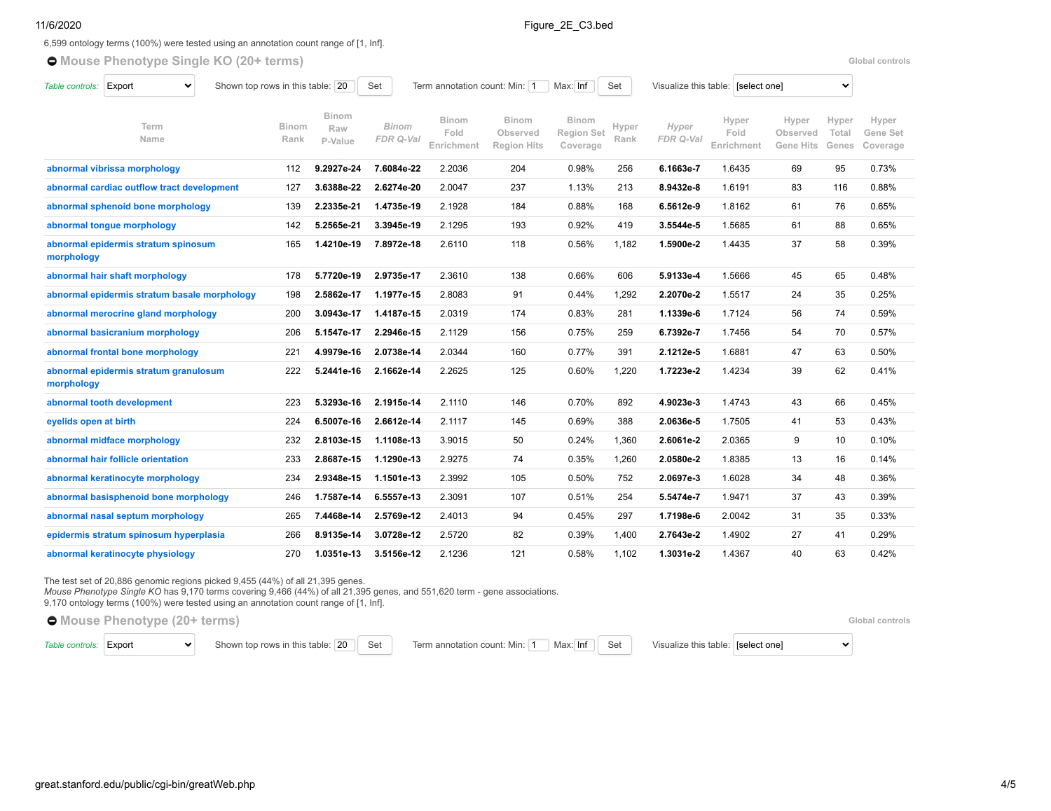6,599 ontology terms (100%) were tested using an annotation count range of [1, Inf].

## Mouse Phenotype Single KO (20+ terms)

Global controls

Table controls: Export | Shown top rows in this table: 20 Set | Term annotation count: Min: 1 Max: Inf Set | Visualize this table: [select one]

| Term Name | Binom Rank | Binom Raw P-Value | *Binom FDR Q-Val* | Binom Fold Enrichment | Binom Observed Region Hits | Binom Region Set Coverage | Hyper Rank | *Hyper FDR Q-Val* | Hyper Fold Enrichment | Hyper Observed Gene Hits | Hyper Total Genes | Hyper Gene Set Coverage |
|---|---|---|---|---|---|---|---|---|---|---|---|---|
| abnormal vibrissa morphology | 112 | **9.2927e-24** | **7.6084e-22** | 2.2036 | 204 | 0.98% | 256 | **6.1663e-7** | 1.6435 | 69 | 95 | 0.73% |
| abnormal cardiac outflow tract development | 127 | **3.6388e-22** | **2.6274e-20** | 2.0047 | 237 | 1.13% | 213 | **8.9432e-8** | 1.6191 | 83 | 116 | 0.88% |
| abnormal sphenoid bone morphology | 139 | **2.2335e-21** | **1.4735e-19** | 2.1928 | 184 | 0.88% | 168 | **6.5612e-9** | 1.8162 | 61 | 76 | 0.65% |
| abnormal tongue morphology | 142 | **5.2565e-21** | **3.3945e-19** | 2.1295 | 193 | 0.92% | 419 | **3.5544e-5** | 1.5685 | 61 | 88 | 0.65% |
| abnormal epidermis stratum spinosum morphology | 165 | **1.4210e-19** | **7.8972e-18** | 2.6110 | 118 | 0.56% | 1,182 | **1.5900e-2** | 1.4435 | 37 | 58 | 0.39% |
| abnormal hair shaft morphology | 178 | **5.7720e-19** | **2.9735e-17** | 2.3610 | 138 | 0.66% | 606 | **5.9133e-4** | 1.5666 | 45 | 65 | 0.48% |
| abnormal epidermis stratum basale morphology | 198 | **2.5862e-17** | **1.1977e-15** | 2.8083 | 91 | 0.44% | 1,292 | **2.2070e-2** | 1.5517 | 24 | 35 | 0.25% |
| abnormal merocrine gland morphology | 200 | **3.0943e-17** | **1.4187e-15** | 2.0319 | 174 | 0.83% | 281 | **1.1339e-6** | 1.7124 | 56 | 74 | 0.59% |
| abnormal basicranium morphology | 206 | **5.1547e-17** | **2.2946e-15** | 2.1129 | 156 | 0.75% | 259 | **6.7392e-7** | 1.7456 | 54 | 70 | 0.57% |
| abnormal frontal bone morphology | 221 | **4.9979e-16** | **2.0738e-14** | 2.0344 | 160 | 0.77% | 391 | **2.1212e-5** | 1.6881 | 47 | 63 | 0.50% |
| abnormal epidermis stratum granulosum morphology | 222 | **5.2441e-16** | **2.1662e-14** | 2.2625 | 125 | 0.60% | 1,220 | **1.7223e-2** | 1.4234 | 39 | 62 | 0.41% |
| abnormal tooth development | 223 | **5.3293e-16** | **2.1915e-14** | 2.1110 | 146 | 0.70% | 892 | **4.9023e-3** | 1.4743 | 43 | 66 | 0.45% |
| eyelids open at birth | 224 | **6.5007e-16** | **2.6612e-14** | 2.1117 | 145 | 0.69% | 388 | **2.0636e-5** | 1.7505 | 41 | 53 | 0.43% |
| abnormal midface morphology | 232 | **2.8103e-15** | **1.1108e-13** | 3.9015 | 50 | 0.24% | 1,360 | **2.6061e-2** | 2.0365 | 9 | 10 | 0.10% |
| abnormal hair follicle orientation | 233 | **2.8687e-15** | **1.1290e-13** | 2.9275 | 74 | 0.35% | 1,260 | **2.0580e-2** | 1.8385 | 13 | 16 | 0.14% |
| abnormal keratinocyte morphology | 234 | **2.9348e-15** | **1.1501e-13** | 2.3992 | 105 | 0.50% | 752 | **2.0697e-3** | 1.6028 | 34 | 48 | 0.36% |
| abnormal basisphenoid bone morphology | 246 | **1.7587e-14** | **6.5557e-13** | 2.3091 | 107 | 0.51% | 254 | **5.5474e-7** | 1.9471 | 37 | 43 | 0.39% |
| abnormal nasal septum morphology | 265 | **7.4468e-14** | **2.5769e-12** | 2.4013 | 94 | 0.45% | 297 | **1.7198e-6** | 2.0042 | 31 | 35 | 0.33% |
| epidermis stratum spinosum hyperplasia | 266 | **8.9135e-14** | **3.0728e-12** | 2.5720 | 82 | 0.39% | 1,400 | **2.7643e-2** | 1.4902 | 27 | 41 | 0.29% |
| abnormal keratinocyte physiology | 270 | **1.0351e-13** | **3.5156e-12** | 2.1236 | 121 | 0.58% | 1,102 | **1.3031e-2** | 1.4367 | 40 | 63 | 0.42% |

The test set of 20,886 genomic regions picked 9,455 (44%) of all 21,395 genes.
*Mouse Phenotype Single KO* has 9,170 terms covering 9,466 (44%) of all 21,395 genes, and 551,620 term - gene associations.
9,170 ontology terms (100%) were tested using an annotation count range of [1, Inf].

## Mouse Phenotype (20+ terms)

Global controls

Table controls: Export | Shown top rows in this table: 20 Set | Term annotation count: Min: 1 Max: Inf Set | Visualize this table: [select one]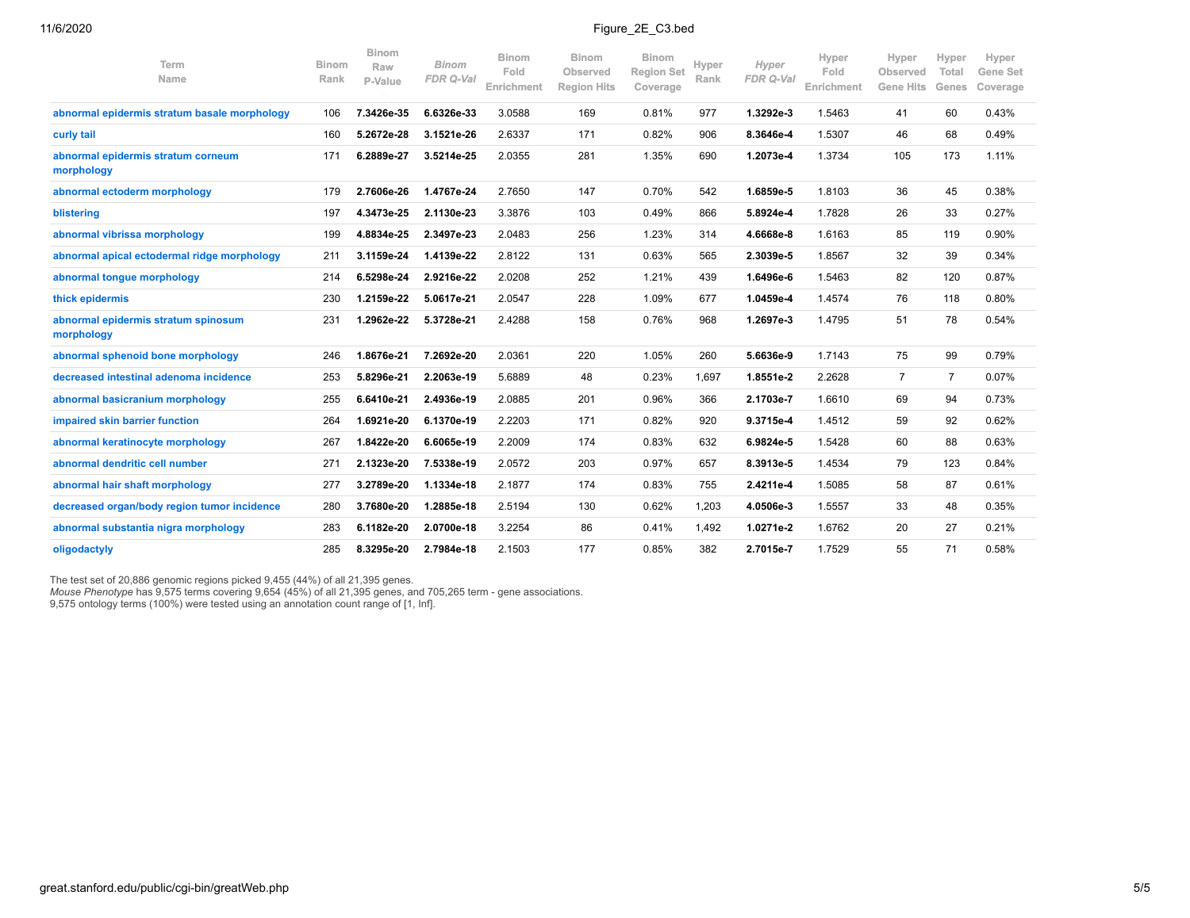| Term Name | Binom Rank | Binom Raw P-Value | *Binom FDR Q-Val* | Binom Fold Enrichment | Binom Observed Region Hits | Binom Region Set Coverage | Hyper Rank | *Hyper FDR Q-Val* | Hyper Fold Enrichment | Hyper Observed Gene Hits | Hyper Total Genes | Hyper Gene Set Coverage |
|---|---|---|---|---|---|---|---|---|---|---|---|---|
| abnormal epidermis stratum basale morphology | 106 | **7.3426e-35** | **6.6326e-33** | 3.0588 | 169 | 0.81% | 977 | **1.3292e-3** | 1.5463 | 41 | 60 | 0.43% |
| curly tail | 160 | **5.2672e-28** | **3.1521e-26** | 2.6337 | 171 | 0.82% | 906 | **8.3646e-4** | 1.5307 | 46 | 68 | 0.49% |
| abnormal epidermis stratum corneum morphology | 171 | **6.2889e-27** | **3.5214e-25** | 2.0355 | 281 | 1.35% | 690 | **1.2073e-4** | 1.3734 | 105 | 173 | 1.11% |
| abnormal ectoderm morphology | 179 | **2.7606e-26** | **1.4767e-24** | 2.7650 | 147 | 0.70% | 542 | **1.6859e-5** | 1.8103 | 36 | 45 | 0.38% |
| blistering | 197 | **4.3473e-25** | **2.1130e-23** | 3.3876 | 103 | 0.49% | 866 | **5.8924e-4** | 1.7828 | 26 | 33 | 0.27% |
| abnormal vibrissa morphology | 199 | **4.8834e-25** | **2.3497e-23** | 2.0483 | 256 | 1.23% | 314 | **4.6668e-8** | 1.6163 | 85 | 119 | 0.90% |
| abnormal apical ectodermal ridge morphology | 211 | **3.1159e-24** | **1.4139e-22** | 2.8122 | 131 | 0.63% | 565 | **2.3039e-5** | 1.8567 | 32 | 39 | 0.34% |
| abnormal tongue morphology | 214 | **6.5298e-24** | **2.9216e-22** | 2.0208 | 252 | 1.21% | 439 | **1.6496e-6** | 1.5463 | 82 | 120 | 0.87% |
| thick epidermis | 230 | **1.2159e-22** | **5.0617e-21** | 2.0547 | 228 | 1.09% | 677 | **1.0459e-4** | 1.4574 | 76 | 118 | 0.80% |
| abnormal epidermis stratum spinosum morphology | 231 | **1.2962e-22** | **5.3728e-21** | 2.4288 | 158 | 0.76% | 968 | **1.2697e-3** | 1.4795 | 51 | 78 | 0.54% |
| abnormal sphenoid bone morphology | 246 | **1.8676e-21** | **7.2692e-20** | 2.0361 | 220 | 1.05% | 260 | **5.6636e-9** | 1.7143 | 75 | 99 | 0.79% |
| decreased intestinal adenoma incidence | 253 | **5.8296e-21** | **2.2063e-19** | 5.6889 | 48 | 0.23% | 1,697 | **1.8551e-2** | 2.2628 | 7 | 7 | 0.07% |
| abnormal basicranium morphology | 255 | **6.6410e-21** | **2.4936e-19** | 2.0885 | 201 | 0.96% | 366 | **2.1703e-7** | 1.6610 | 69 | 94 | 0.73% |
| impaired skin barrier function | 264 | **1.6921e-20** | **6.1370e-19** | 2.2203 | 171 | 0.82% | 920 | **9.3715e-4** | 1.4512 | 59 | 92 | 0.62% |
| abnormal keratinocyte morphology | 267 | **1.8422e-20** | **6.6065e-19** | 2.2009 | 174 | 0.83% | 632 | **6.9824e-5** | 1.5428 | 60 | 88 | 0.63% |
| abnormal dendritic cell number | 271 | **2.1323e-20** | **7.5338e-19** | 2.0572 | 203 | 0.97% | 657 | **8.3913e-5** | 1.4534 | 79 | 123 | 0.84% |
| abnormal hair shaft morphology | 277 | **3.2789e-20** | **1.1334e-18** | 2.1877 | 174 | 0.83% | 755 | **2.4211e-4** | 1.5085 | 58 | 87 | 0.61% |
| decreased organ/body region tumor incidence | 280 | **3.7680e-20** | **1.2885e-18** | 2.5194 | 130 | 0.62% | 1,203 | **4.0506e-3** | 1.5557 | 33 | 48 | 0.35% |
| abnormal substantia nigra morphology | 283 | **6.1182e-20** | **2.0700e-18** | 3.2254 | 86 | 0.41% | 1,492 | **1.0271e-2** | 1.6762 | 20 | 27 | 0.21% |
| oligodactyly | 285 | **8.3295e-20** | **2.7984e-18** | 2.1503 | 177 | 0.85% | 382 | **2.7015e-7** | 1.7529 | 55 | 71 | 0.58% |

The test set of 20,886 genomic regions picked 9,455 (44%) of all 21,395 genes.
*Mouse Phenotype* has 9,575 terms covering 9,654 (45%) of all 21,395 genes, and 705,265 term - gene associations.
9,575 ontology terms (100%) were tested using an annotation count range of [1, Inf].